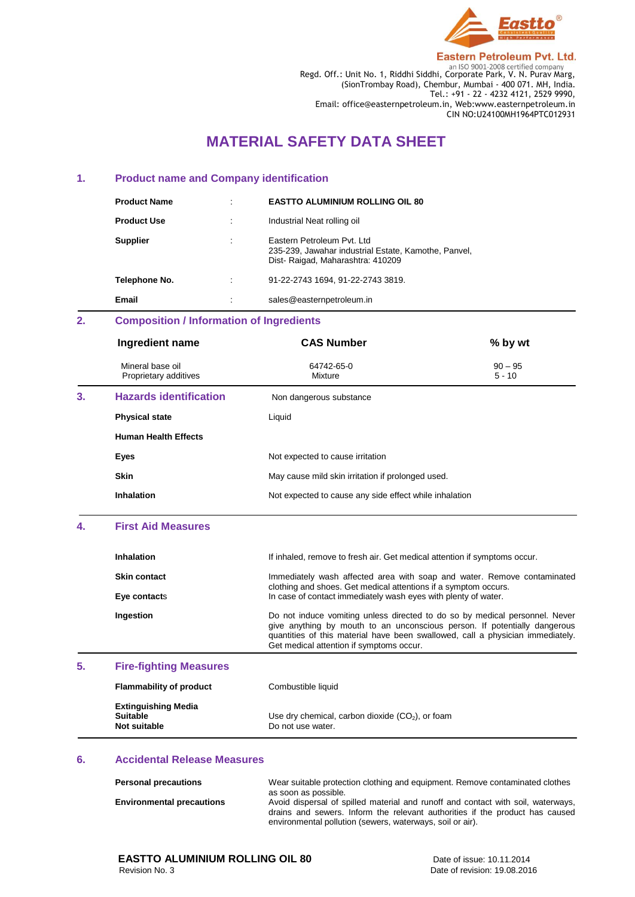**Eastern Petroleum Pvt. Ltd.**
an ISO 9001-2008 certified company
Regd. Off.: Unit No. 1, Riddhi Siddhi, Corporate Park, V. N. Purav Marg,
(SionTrombay Road), Chembur, Mumbai - 400 071. MH, India.
Tel.: +91 - 22 - 4232 4121, 2529 9990,
Email: office@easternpetroleum.in, Web:www.easternpetroleum.in
CIN NO:U24100MH1964PTC012931

# MATERIAL SAFETY DATA SHEET

## 1. Product name and Company identification

| | | |
|---|---|---|
| **Product Name** | : | **EASTTO ALUMINIUM ROLLING OIL 80** |
| **Product Use** | : | Industrial Neat rolling oil |
| **Supplier** | : | Eastern Petroleum Pvt. Ltd<br>235-239, Jawahar industrial Estate, Kamothe, Panvel,<br>Dist- Raigad, Maharashtra: 410209 |
| **Telephone No.** | : | 91-22-2743 1694, 91-22-2743 3819. |
| **Email** | : | sales@easternpetroleum.in |

## 2. Composition / Information of Ingredients

| Ingredient name | CAS Number | % by wt |
|---|---|---|
| Mineral base oil | 64742-65-0 | 90 – 95 |
| Proprietary additives | Mixture | 5 - 10 |

## 3. Hazards identification

Non dangerous substance

| | |
|---|---|
| **Physical state** | Liquid |
| **Human Health Effects** | |
| **Eyes** | Not expected to cause irritation |
| **Skin** | May cause mild skin irritation if prolonged used. |
| **Inhalation** | Not expected to cause any side effect while inhalation |

## 4. First Aid Measures

| | |
|---|---|
| **Inhalation** | If inhaled, remove to fresh air. Get medical attention if symptoms occur. |
| **Skin contact** | Immediately wash affected area with soap and water. Remove contaminated clothing and shoes. Get medical attentions if a symptom occurs. |
| **Eye contacts** | In case of contact immediately wash eyes with plenty of water. |
| **Ingestion** | Do not induce vomiting unless directed to do so by medical personnel. Never give anything by mouth to an unconscious person. If potentially dangerous quantities of this material have been swallowed, call a physician immediately. Get medical attention if symptoms occur. |

## 5. Fire-fighting Measures

| | |
|---|---|
| **Flammability of product** | Combustible liquid |
| **Extinguishing Media** | |
| **Suitable** | Use dry chemical, carbon dioxide ($CO_2$), or foam |
| **Not suitable** | Do not use water. |

## 6. Accidental Release Measures

| | |
|---|---|
| **Personal precautions** | Wear suitable protection clothing and equipment. Remove contaminated clothes as soon as possible. |
| **Environmental precautions** | Avoid dispersal of spilled material and runoff and contact with soil, waterways, drains and sewers. Inform the relevant authorities if the product has caused environmental pollution (sewers, waterways, soil or air). |

**EASTTO ALUMINIUM ROLLING OIL 80**
Revision No. 3

Date of issue: 10.11.2014
Date of revision: 19.08.2016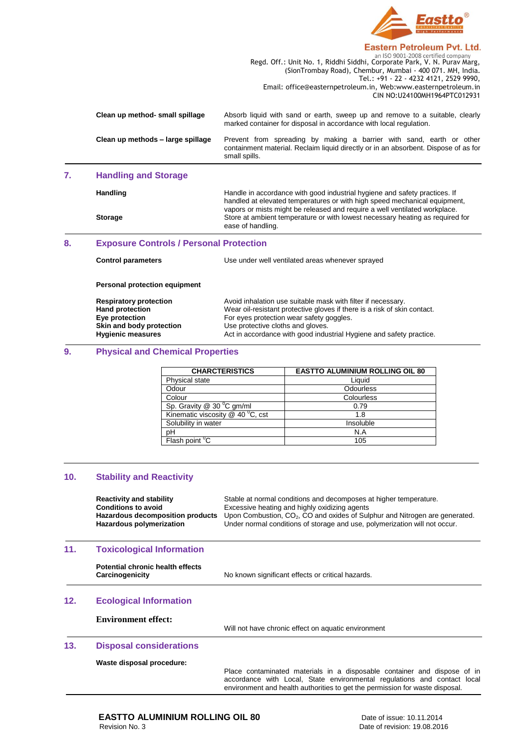| | |
|---|---|
| **Clean up method- small spillage** | Absorb liquid with sand or earth, sweep up and remove to a suitable, clearly marked container for disposal in accordance with local regulation. |
| **Clean up methods – large spillage** | Prevent from spreading by making a barrier with sand, earth or other containment material. Reclaim liquid directly or in an absorbent. Dispose of as for small spills. |

## 7. Handling and Storage

| | |
|---|---|
| **Handling** | Handle in accordance with good industrial hygiene and safety practices. If handled at elevated temperatures or with high speed mechanical equipment, vapors or mists might be released and require a well ventilated workplace. |
| **Storage** | Store at ambient temperature or with lowest necessary heating as required for ease of handling. |

## 8. Exposure Controls / Personal Protection

| | |
|---|---|
| **Control parameters** | Use under well ventilated areas whenever sprayed |

**Personal protection equipment**

| | |
|---|---|
| **Respiratory protection** | Avoid inhalation use suitable mask with filter if necessary. |
| **Hand protection** | Wear oil-resistant protective gloves if there is a risk of skin contact. |
| **Eye protection** | For eyes protection wear safety goggles. |
| **Skin and body protection** | Use protective cloths and gloves. |
| **Hygienic measures** | Act in accordance with good industrial Hygiene and safety practice. |

## 9. Physical and Chemical Properties

| CHARCTERISTICS | EASTTO ALUMINIUM ROLLING OIL 80 |
|---|---|
| Physical state | Liquid |
| Odour | Odourless |
| Colour | Colourless |
| Sp. Gravity @ 30 $^0$C gm/ml | 0.79 |
| Kinematic viscosity @ 40 $^0$C, cst | 1.8 |
| Solubility in water | Insoluble |
| pH | N.A |
| Flash point $^0$C | 105 |

## 10. Stability and Reactivity

| | |
|---|---|
| **Reactivity and stability** | Stable at normal conditions and decomposes at higher temperature. |
| **Conditions to avoid** | Excessive heating and highly oxidizing agents |
| **Hazardous decomposition products** | Upon Combustion, $CO_2$, CO and oxides of Sulphur and Nitrogen are generated. |
| **Hazardous polymerization** | Under normal conditions of storage and use, polymerization will not occur. |

## 11. Toxicological Information

| | |
|---|---|
| **Potential chronic health effects** | |
| **Carcinogenicity** | No known significant effects or critical hazards. |

## 12. Ecological Information

| | |
|---|---|
| **Environment effect:** | Will not have chronic effect on aquatic environment |

## 13. Disposal considerations

| | |
|---|---|
| **Waste disposal procedure:** | Place contaminated materials in a disposable container and dispose of in accordance with Local, State environmental regulations and contact local environment and health authorities to get the permission for waste disposal. |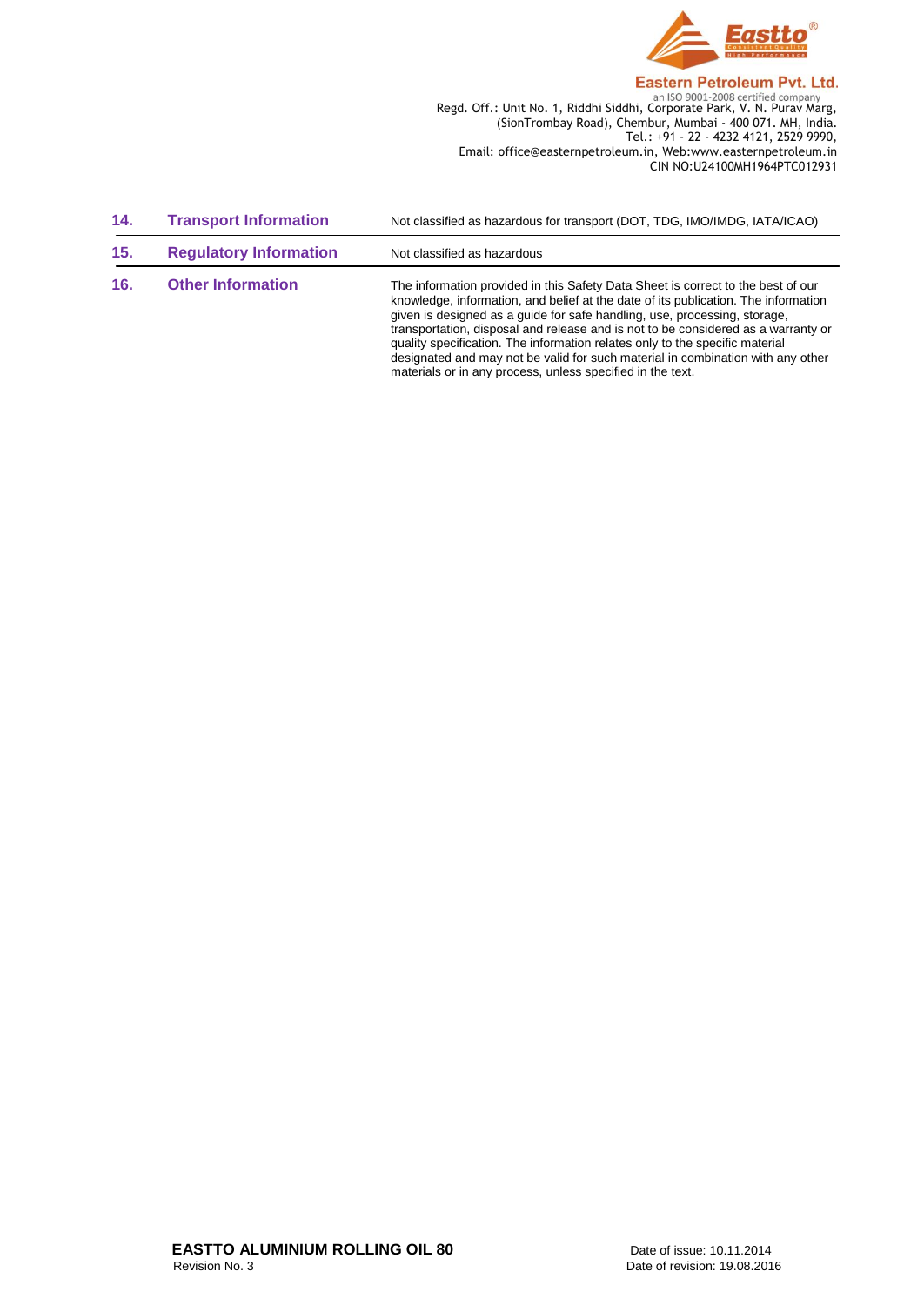| | | |
|---|---|---|
| **14.** | **Transport Information** | Not classified as hazardous for transport (DOT, TDG, IMO/IMDG, IATA/ICAO) |
| **15.** | **Regulatory Information** | Not classified as hazardous |
| **16.** | **Other Information** | The information provided in this Safety Data Sheet is correct to the best of our knowledge, information, and belief at the date of its publication. The information given is designed as a guide for safe handling, use, processing, storage, transportation, disposal and release and is not to be considered as a warranty or quality specification. The information relates only to the specific material designated and may not be valid for such material in combination with any other materials or in any process, unless specified in the text. |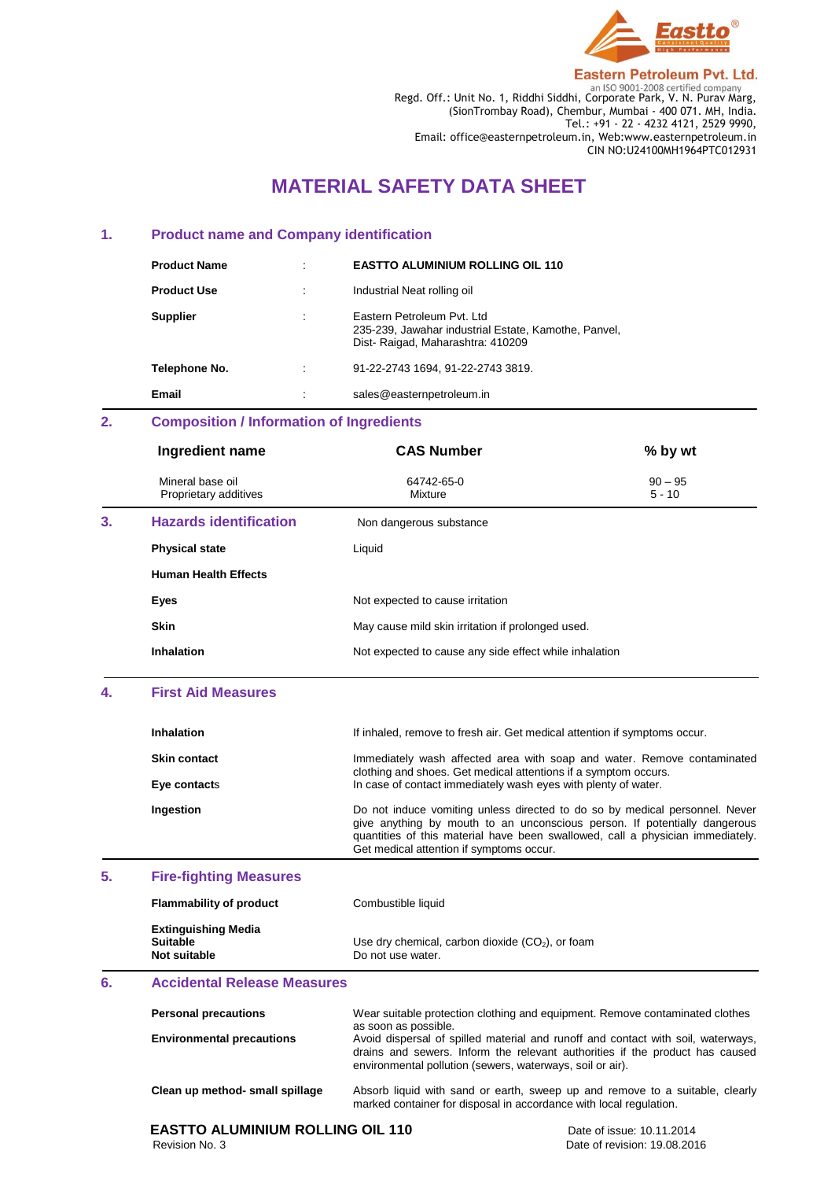**Eastto**

**Eastern Petroleum Pvt. Ltd.**
an ISO 9001-2008 certified company
Regd. Off.: Unit No. 1, Riddhi Siddhi, Corporate Park, V. N. Purav Marg,
(SionTrombay Road), Chembur, Mumbai - 400 071. MH, India.
Tel.: +91 - 22 - 4232 4121, 2529 9990,
Email: office@easternpetroleum.in, Web:www.easternpetroleum.in
CIN NO:U24100MH1964PTC012931

# MATERIAL SAFETY DATA SHEET

## 1. Product name and Company identification

| | | |
|---|---|---|
| **Product Name** | : | **EASTTO ALUMINIUM ROLLING OIL 110** |
| **Product Use** | : | Industrial Neat rolling oil |
| **Supplier** | : | Eastern Petroleum Pvt. Ltd<br>235-239, Jawahar industrial Estate, Kamothe, Panvel,<br>Dist- Raigad, Maharashtra: 410209 |
| **Telephone No.** | : | 91-22-2743 1694, 91-22-2743 3819. |
| **Email** | : | sales@easternpetroleum.in |

## 2. Composition / Information of Ingredients

| Ingredient name | CAS Number | % by wt |
|---|---|---|
| Mineral base oil | 64742-65-0 | 90 – 95 |
| Proprietary additives | Mixture | 5 - 10 |

## 3. Hazards identification

Non dangerous substance

| | |
|---|---|
| **Physical state** | Liquid |
| **Human Health Effects** | |
| **Eyes** | Not expected to cause irritation |
| **Skin** | May cause mild skin irritation if prolonged used. |
| **Inhalation** | Not expected to cause any side effect while inhalation |

## 4. First Aid Measures

| | |
|---|---|
| **Inhalation** | If inhaled, remove to fresh air. Get medical attention if symptoms occur. |
| **Skin contact** | Immediately wash affected area with soap and water. Remove contaminated clothing and shoes. Get medical attentions if a symptom occurs. |
| **Eye contacts** | In case of contact immediately wash eyes with plenty of water. |
| **Ingestion** | Do not induce vomiting unless directed to do so by medical personnel. Never give anything by mouth to an unconscious person. If potentially dangerous quantities of this material have been swallowed, call a physician immediately. Get medical attention if symptoms occur. |

## 5. Fire-fighting Measures

| | |
|---|---|
| **Flammability of product** | Combustible liquid |
| **Extinguishing Media** | |
| **Suitable** | Use dry chemical, carbon dioxide ($CO_2$), or foam |
| **Not suitable** | Do not use water. |

## 6. Accidental Release Measures

| | |
|---|---|
| **Personal precautions** | Wear suitable protection clothing and equipment. Remove contaminated clothes as soon as possible. |
| **Environmental precautions** | Avoid dispersal of spilled material and runoff and contact with soil, waterways, drains and sewers. Inform the relevant authorities if the product has caused environmental pollution (sewers, waterways, soil or air). |
| **Clean up method- small spillage** | Absorb liquid with sand or earth, sweep up and remove to a suitable, clearly marked container for disposal in accordance with local regulation. |

**EASTTO ALUMINIUM ROLLING OIL 110**
Revision No. 3

Date of issue: 10.11.2014
Date of revision: 19.08.2016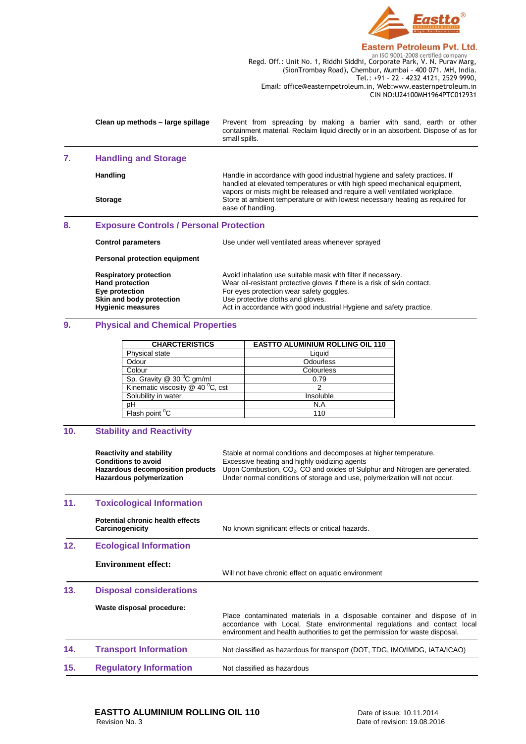| | |
|---|---|
| **Clean up methods – large spillage** | Prevent from spreading by making a barrier with sand, earth or other containment material. Reclaim liquid directly or in an absorbent. Dispose of as for small spills. |

## 7. Handling and Storage

| | |
|---|---|
| **Handling** | Handle in accordance with good industrial hygiene and safety practices. If handled at elevated temperatures or with high speed mechanical equipment, vapors or mists might be released and require a well ventilated workplace. |
| **Storage** | Store at ambient temperature or with lowest necessary heating as required for ease of handling. |

## 8. Exposure Controls / Personal Protection

| | |
|---|---|
| **Control parameters** | Use under well ventilated areas whenever sprayed |

**Personal protection equipment**

| | |
|---|---|
| **Respiratory protection** | Avoid inhalation use suitable mask with filter if necessary. |
| **Hand protection** | Wear oil-resistant protective gloves if there is a risk of skin contact. |
| **Eye protection** | For eyes protection wear safety goggles. |
| **Skin and body protection** | Use protective cloths and gloves. |
| **Hygienic measures** | Act in accordance with good industrial Hygiene and safety practice. |

## 9. Physical and Chemical Properties

| CHARCTERISTICS | EASTTO ALUMINIUM ROLLING OIL 110 |
|---|---|
| Physical state | Liquid |
| Odour | Odourless |
| Colour | Colourless |
| Sp. Gravity @ 30 $^0$C gm/ml | 0.79 |
| Kinematic viscosity @ 40 $^0$C, cst | 2 |
| Solubility in water | Insoluble |
| pH | N.A |
| Flash point $^0$C | 110 |

## 10. Stability and Reactivity

| | |
|---|---|
| **Reactivity and stability** | Stable at normal conditions and decomposes at higher temperature. |
| **Conditions to avoid** | Excessive heating and highly oxidizing agents |
| **Hazardous decomposition products** | Upon Combustion, $CO_2$, CO and oxides of Sulphur and Nitrogen are generated. |
| **Hazardous polymerization** | Under normal conditions of storage and use, polymerization will not occur. |

## 11. Toxicological Information

| | |
|---|---|
| **Potential chronic health effects** **Carcinogenicity** | No known significant effects or critical hazards. |

## 12. Ecological Information

| | |
|---|---|
| **Environment effect:** | Will not have chronic effect on aquatic environment |

## 13. Disposal considerations

| | |
|---|---|
| **Waste disposal procedure:** | Place contaminated materials in a disposable container and dispose of in accordance with Local, State environmental regulations and contact local environment and health authorities to get the permission for waste disposal. |

## 14. Transport Information

Not classified as hazardous for transport (DOT, TDG, IMO/IMDG, IATA/ICAO)

## 15. Regulatory Information

Not classified as hazardous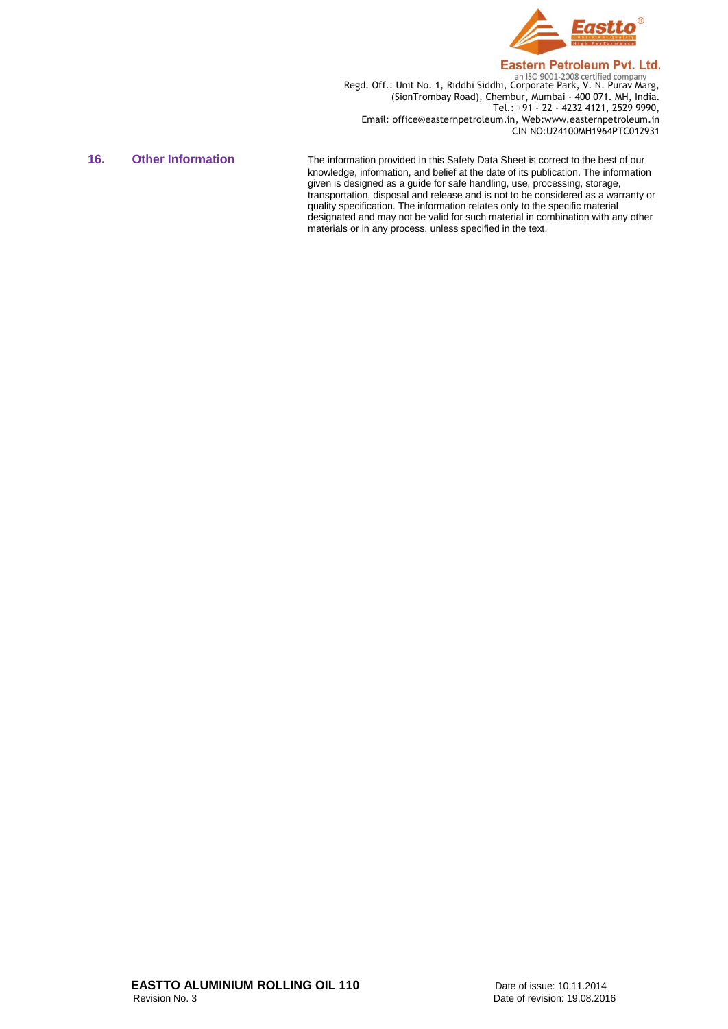## 16. Other Information

The information provided in this Safety Data Sheet is correct to the best of our knowledge, information, and belief at the date of its publication. The information given is designed as a guide for safe handling, use, processing, storage, transportation, disposal and release and is not to be considered as a warranty or quality specification. The information relates only to the specific material designated and may not be valid for such material in combination with any other materials or in any process, unless specified in the text.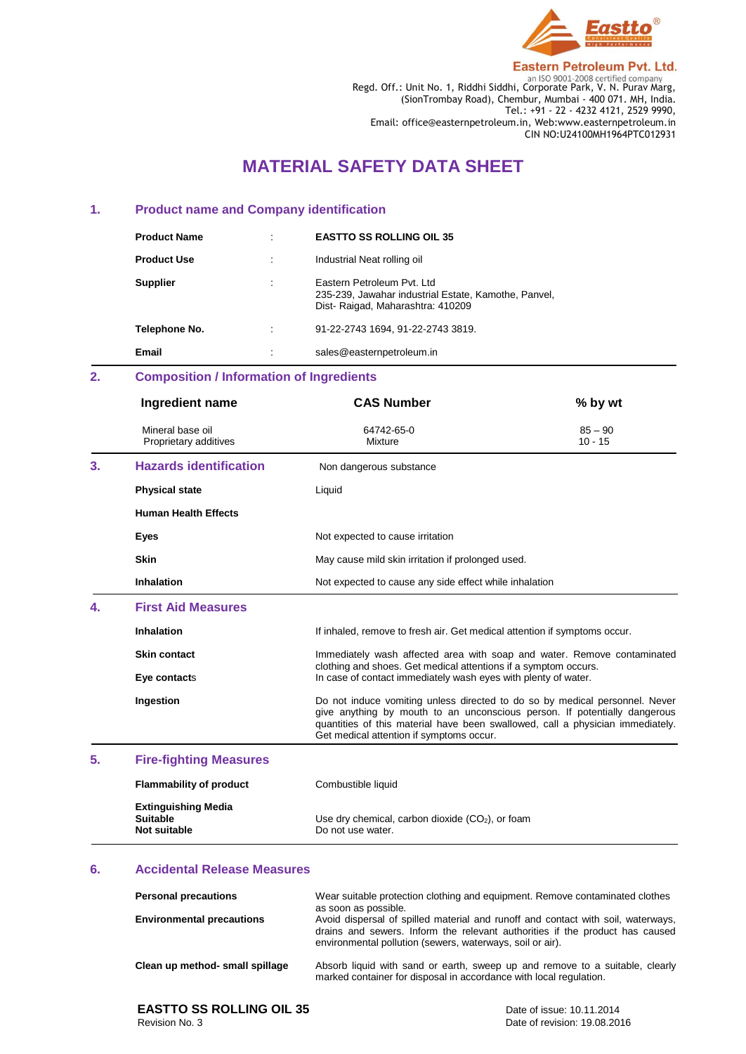**Eastern Petroleum Pvt. Ltd.**
an ISO 9001-2008 certified company
Regd. Off.: Unit No. 1, Riddhi Siddhi, Corporate Park, V. N. Purav Marg, (SionTrombay Road), Chembur, Mumbai - 400 071. MH, India.
Tel.: +91 - 22 - 4232 4121, 2529 9990,
Email: office@easternpetroleum.in, Web:www.easternpetroleum.in
CIN NO:U24100MH1964PTC012931

# MATERIAL SAFETY DATA SHEET

## 1. Product name and Company identification

| | | |
|---|---|---|
| **Product Name** | : | **EASTTO SS ROLLING OIL 35** |
| **Product Use** | : | Industrial Neat rolling oil |
| **Supplier** | : | Eastern Petroleum Pvt. Ltd<br>235-239, Jawahar industrial Estate, Kamothe, Panvel, Dist- Raigad, Maharashtra: 410209 |
| **Telephone No.** | : | 91-22-2743 1694, 91-22-2743 3819. |
| **Email** | : | sales@easternpetroleum.in |

## 2. Composition / Information of Ingredients

| Ingredient name | CAS Number | % by wt |
|---|---|---|
| Mineral base oil | 64742-65-0 | 85 – 90 |
| Proprietary additives | Mixture | 10 - 15 |

## 3. Hazards identification

Non dangerous substance

| | |
|---|---|
| **Physical state** | Liquid |
| **Human Health Effects** | |
| **Eyes** | Not expected to cause irritation |
| **Skin** | May cause mild skin irritation if prolonged used. |
| **Inhalation** | Not expected to cause any side effect while inhalation |

## 4. First Aid Measures

| | |
|---|---|
| **Inhalation** | If inhaled, remove to fresh air. Get medical attention if symptoms occur. |
| **Skin contact** | Immediately wash affected area with soap and water. Remove contaminated clothing and shoes. Get medical attentions if a symptom occurs. |
| **Eye contacts** | In case of contact immediately wash eyes with plenty of water. |
| **Ingestion** | Do not induce vomiting unless directed to do so by medical personnel. Never give anything by mouth to an unconscious person. If potentially dangerous quantities of this material have been swallowed, call a physician immediately. Get medical attention if symptoms occur. |

## 5. Fire-fighting Measures

| | |
|---|---|
| **Flammability of product** | Combustible liquid |
| **Extinguishing Media** | |
| **Suitable** | Use dry chemical, carbon dioxide ($CO_2$), or foam |
| **Not suitable** | Do not use water. |

## 6. Accidental Release Measures

| | |
|---|---|
| **Personal precautions** | Wear suitable protection clothing and equipment. Remove contaminated clothes as soon as possible. |
| **Environmental precautions** | Avoid dispersal of spilled material and runoff and contact with soil, waterways, drains and sewers. Inform the relevant authorities if the product has caused environmental pollution (sewers, waterways, soil or air). |
| **Clean up method- small spillage** | Absorb liquid with sand or earth, sweep up and remove to a suitable, clearly marked container for disposal in accordance with local regulation. |

**EASTTO SS ROLLING OIL 35**
Revision No. 3

Date of issue: 10.11.2014
Date of revision: 19.08.2016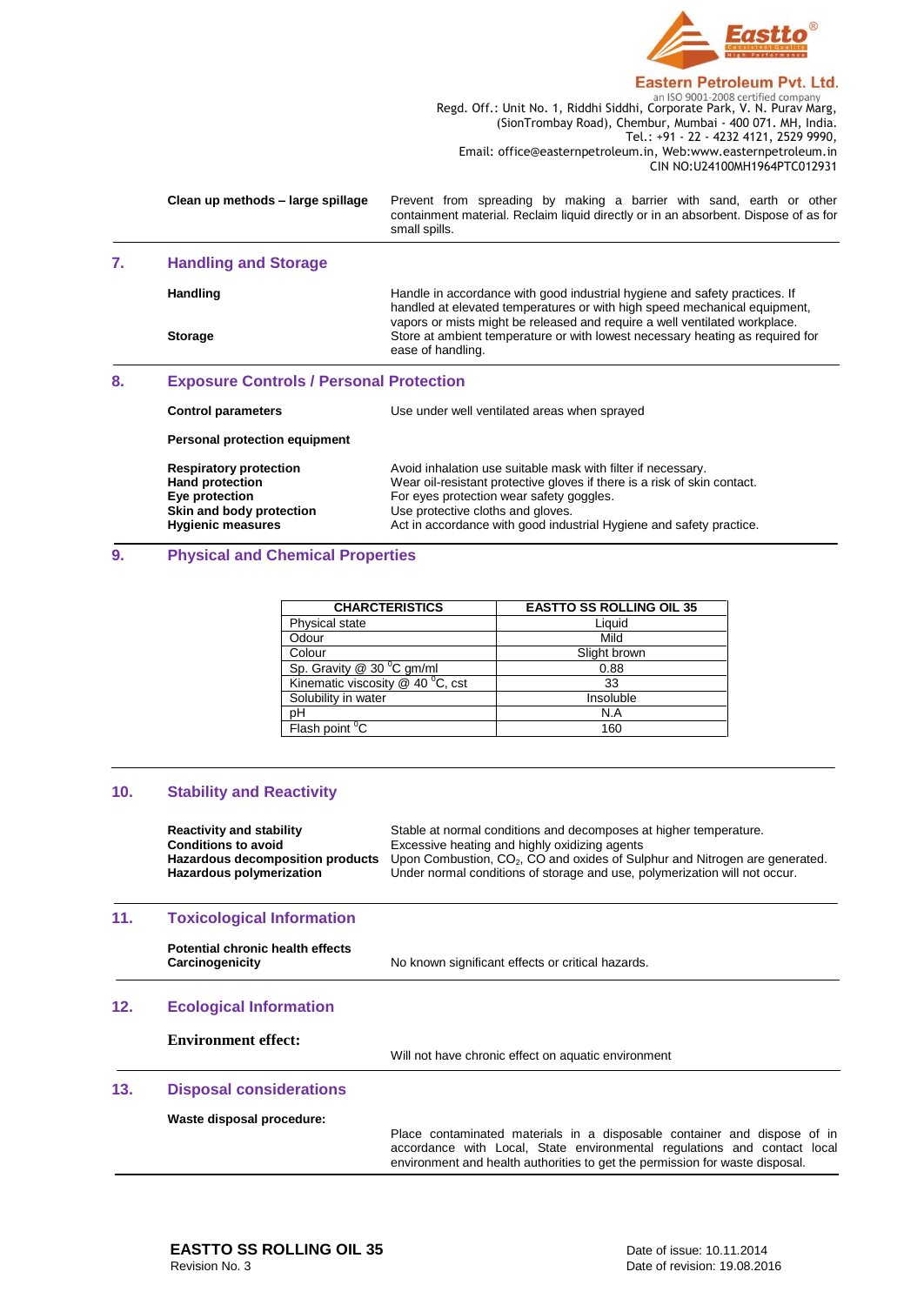Clean up methods – large spillage

Prevent from spreading by making a barrier with sand, earth or other containment material. Reclaim liquid directly or in an absorbent. Dispose of as for small spills.

## 7. Handling and Storage

**Handling**

Handle in accordance with good industrial hygiene and safety practices. If handled at elevated temperatures or with high speed mechanical equipment, vapors or mists might be released and require a well ventilated workplace.

**Storage**

Store at ambient temperature or with lowest necessary heating as required for ease of handling.

## 8. Exposure Controls / Personal Protection

**Control parameters**

Use under well ventilated areas when sprayed

**Personal protection equipment**

**Respiratory protection**: Avoid inhalation use suitable mask with filter if necessary.
**Hand protection**: Wear oil-resistant protective gloves if there is a risk of skin contact.
**Eye protection**: For eyes protection wear safety goggles.
**Skin and body protection**: Use protective cloths and gloves.
**Hygienic measures**: Act in accordance with good industrial Hygiene and safety practice.

## 9. Physical and Chemical Properties

| CHARCTERISTICS | EASTTO SS ROLLING OIL 35 |
|---|---|
| Physical state | Liquid |
| Odour | Mild |
| Colour | Slight brown |
| Sp. Gravity @ 30 $^{0}$C gm/ml | 0.88 |
| Kinematic viscosity @ 40 $^{0}$C, cst | 33 |
| Solubility in water | Insoluble |
| pH | N.A |
| Flash point $^{0}$C | 160 |

## 10. Stability and Reactivity

**Reactivity and stability**: Stable at normal conditions and decomposes at higher temperature.
**Conditions to avoid**: Excessive heating and highly oxidizing agents
**Hazardous decomposition products**: Upon Combustion, $CO_2$, CO and oxides of Sulphur and Nitrogen are generated.
**Hazardous polymerization**: Under normal conditions of storage and use, polymerization will not occur.

## 11. Toxicological Information

**Potential chronic health effects**
**Carcinogenicity**: No known significant effects or critical hazards.

## 12. Ecological Information

**Environment effect:**

Will not have chronic effect on aquatic environment

## 13. Disposal considerations

**Waste disposal procedure:**

Place contaminated materials in a disposable container and dispose of in accordance with Local, State environmental regulations and contact local environment and health authorities to get the permission for waste disposal.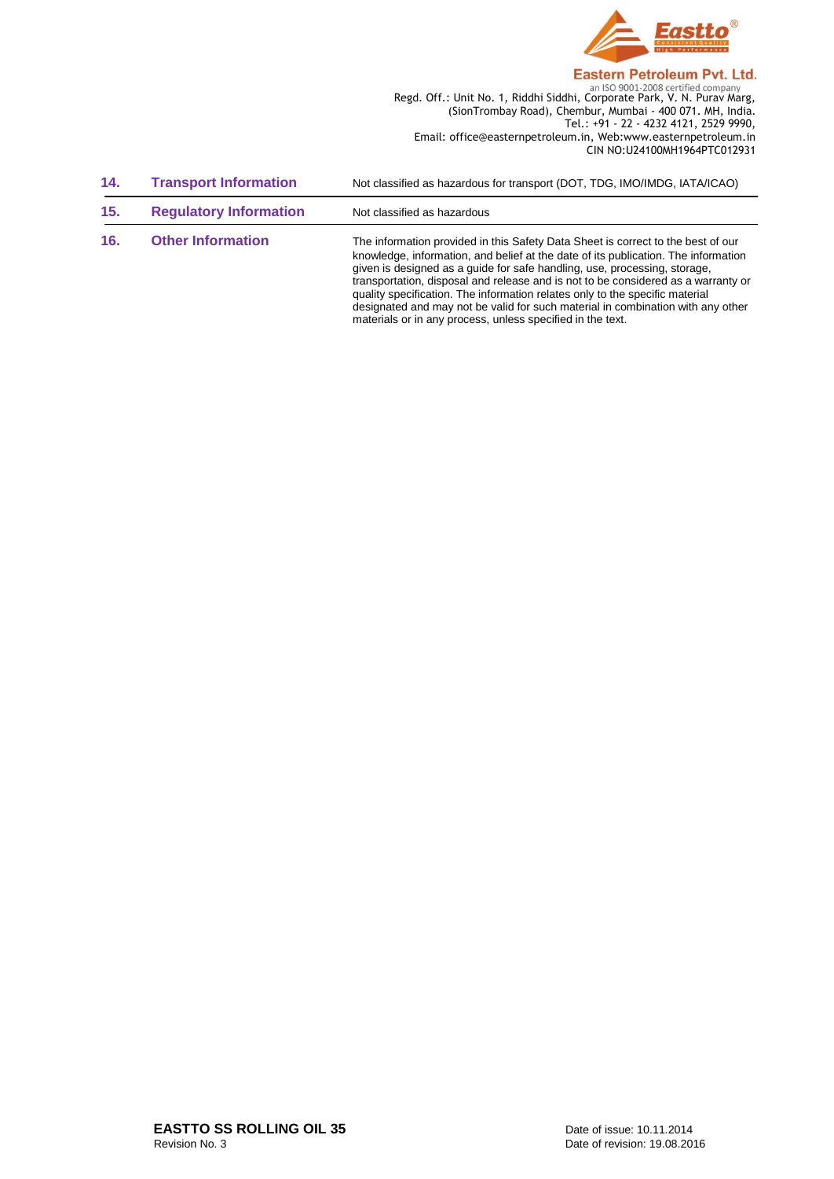| | | |
|---|---|---|
| **14.** | **Transport Information** | Not classified as hazardous for transport (DOT, TDG, IMO/IMDG, IATA/ICAO) |
| **15.** | **Regulatory Information** | Not classified as hazardous |
| **16.** | **Other Information** | The information provided in this Safety Data Sheet is correct to the best of our knowledge, information, and belief at the date of its publication. The information given is designed as a guide for safe handling, use, processing, storage, transportation, disposal and release and is not to be considered as a warranty or quality specification. The information relates only to the specific material designated and may not be valid for such material in combination with any other materials or in any process, unless specified in the text. |